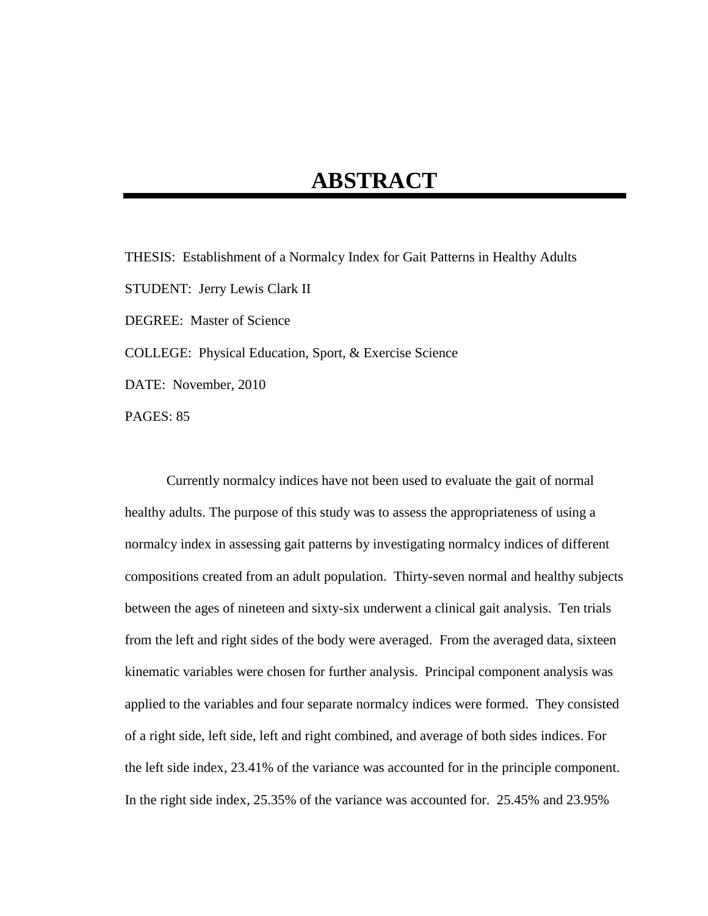# ABSTRACT

THESIS: Establishment of a Normalcy Index for Gait Patterns in Healthy Adults

STUDENT: Jerry Lewis Clark II

DEGREE: Master of Science

COLLEGE: Physical Education, Sport, & Exercise Science

DATE: November, 2010

PAGES: 85

Currently normalcy indices have not been used to evaluate the gait of normal healthy adults. The purpose of this study was to assess the appropriateness of using a normalcy index in assessing gait patterns by investigating normalcy indices of different compositions created from an adult population. Thirty-seven normal and healthy subjects between the ages of nineteen and sixty-six underwent a clinical gait analysis. Ten trials from the left and right sides of the body were averaged. From the averaged data, sixteen kinematic variables were chosen for further analysis. Principal component analysis was applied to the variables and four separate normalcy indices were formed. They consisted of a right side, left side, left and right combined, and average of both sides indices. For the left side index, 23.41% of the variance was accounted for in the principle component. In the right side index, 25.35% of the variance was accounted for. 25.45% and 23.95%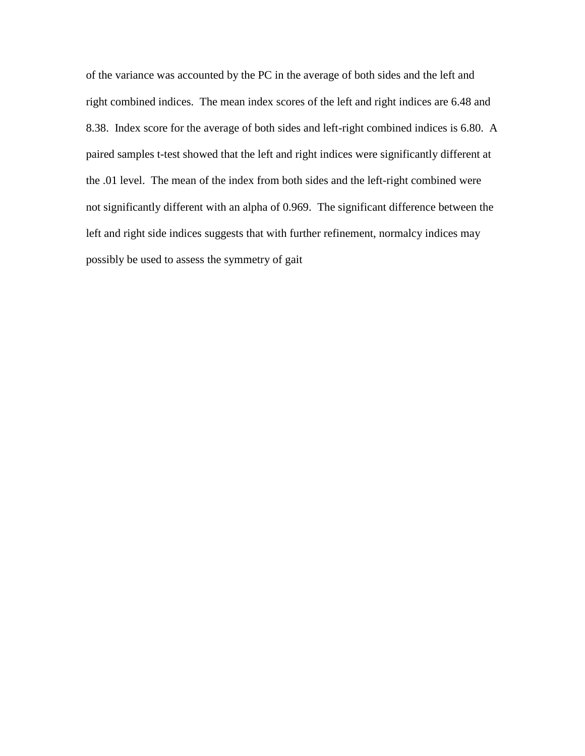of the variance was accounted by the PC in the average of both sides and the left and right combined indices. The mean index scores of the left and right indices are 6.48 and 8.38. Index score for the average of both sides and left-right combined indices is 6.80. A paired samples t-test showed that the left and right indices were significantly different at the .01 level. The mean of the index from both sides and the left-right combined were not significantly different with an alpha of 0.969. The significant difference between the left and right side indices suggests that with further refinement, normalcy indices may possibly be used to assess the symmetry of gait